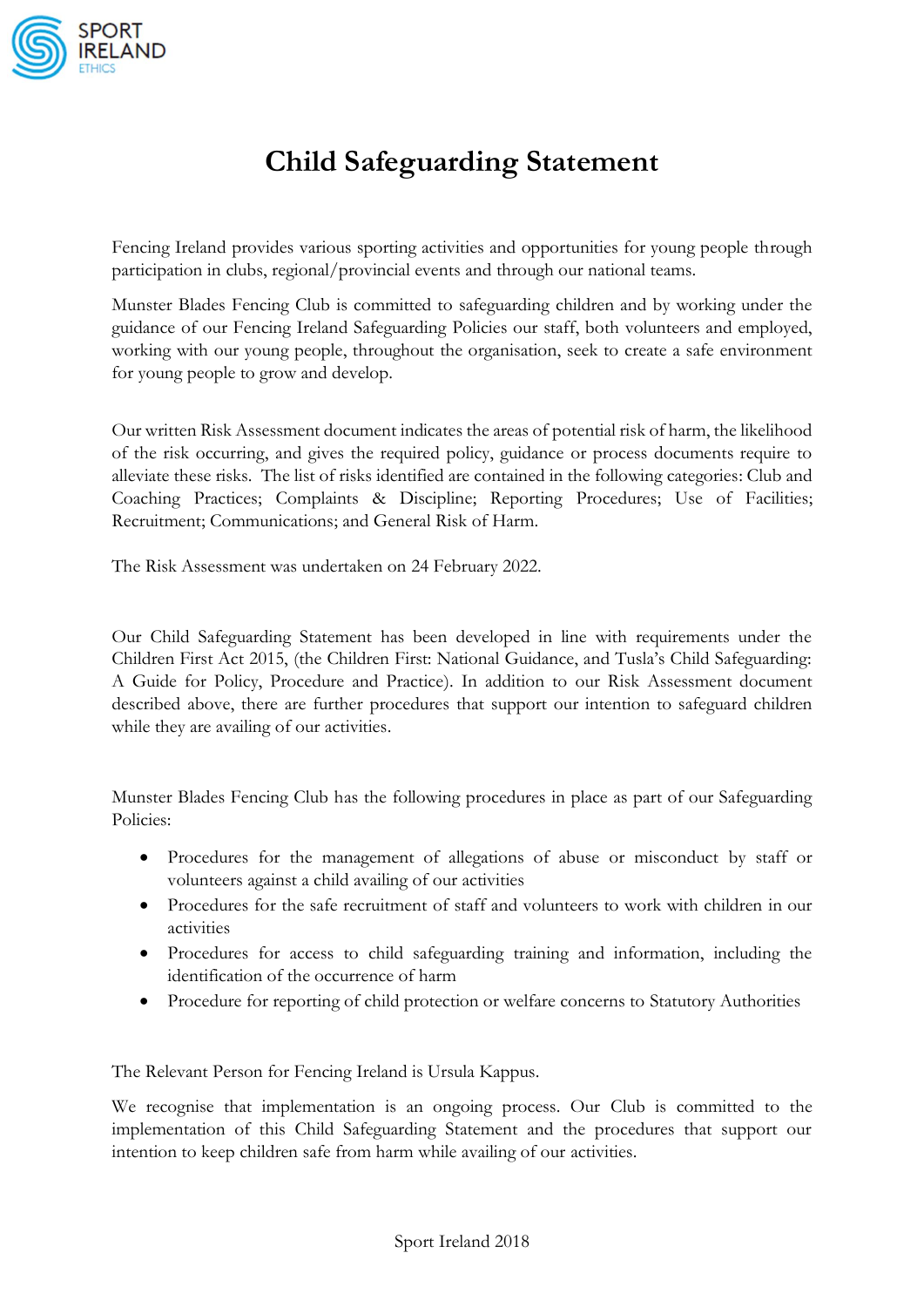# Child Safeguarding Statement

Fencing Ireland provides various sporting activities and opportunities for young people through participation in clubs, regional/provincial events and through our national teams.

Munster Blades Fencing Club is committed to safeguarding children and by working under the guidance of our Fencing Ireland Safeguarding Policies our staff, both volunteers and employed, working with our young people, throughout the organisation, seek to create a safe environment for young people to grow and develop.

Our written Risk Assessment document indicates the areas of potential risk of harm, the likelihood of the risk occurring, and gives the required policy, guidance or process documents require to alleviate these risks. The list of risks identified are contained in the following categories: Club and Coaching Practices; Complaints & Discipline; Reporting Procedures; Use of Facilities; Recruitment; Communications; and General Risk of Harm.

The Risk Assessment was undertaken on 24 February 2022.

Our Child Safeguarding Statement has been developed in line with requirements under the Children First Act 2015, (the Children First: National Guidance, and Tusla's Child Safeguarding: A Guide for Policy, Procedure and Practice). In addition to our Risk Assessment document described above, there are further procedures that support our intention to safeguard children while they are availing of our activities.

Munster Blades Fencing Club has the following procedures in place as part of our Safeguarding Policies:

- Procedures for the management of allegations of abuse or misconduct by staff or volunteers against a child availing of our activities
- Procedures for the safe recruitment of staff and volunteers to work with children in our activities
- Procedures for access to child safeguarding training and information, including the identification of the occurrence of harm
- Procedure for reporting of child protection or welfare concerns to Statutory Authorities

The Relevant Person for Fencing Ireland is Ursula Kappus.

We recognise that implementation is an ongoing process. Our Club is committed to the implementation of this Child Safeguarding Statement and the procedures that support our intention to keep children safe from harm while availing of our activities.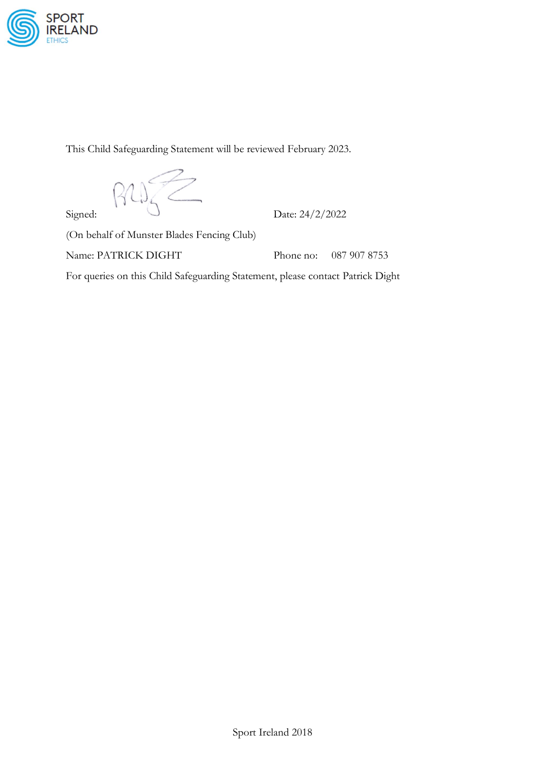This Child Safeguarding Statement will be reviewed February 2023.

Signed: Date: 24/2/2022

(On behalf of Munster Blades Fencing Club)

Name: PATRICK DIGHT Phone no: 087 907 8753

For queries on this Child Safeguarding Statement, please contact Patrick Dight